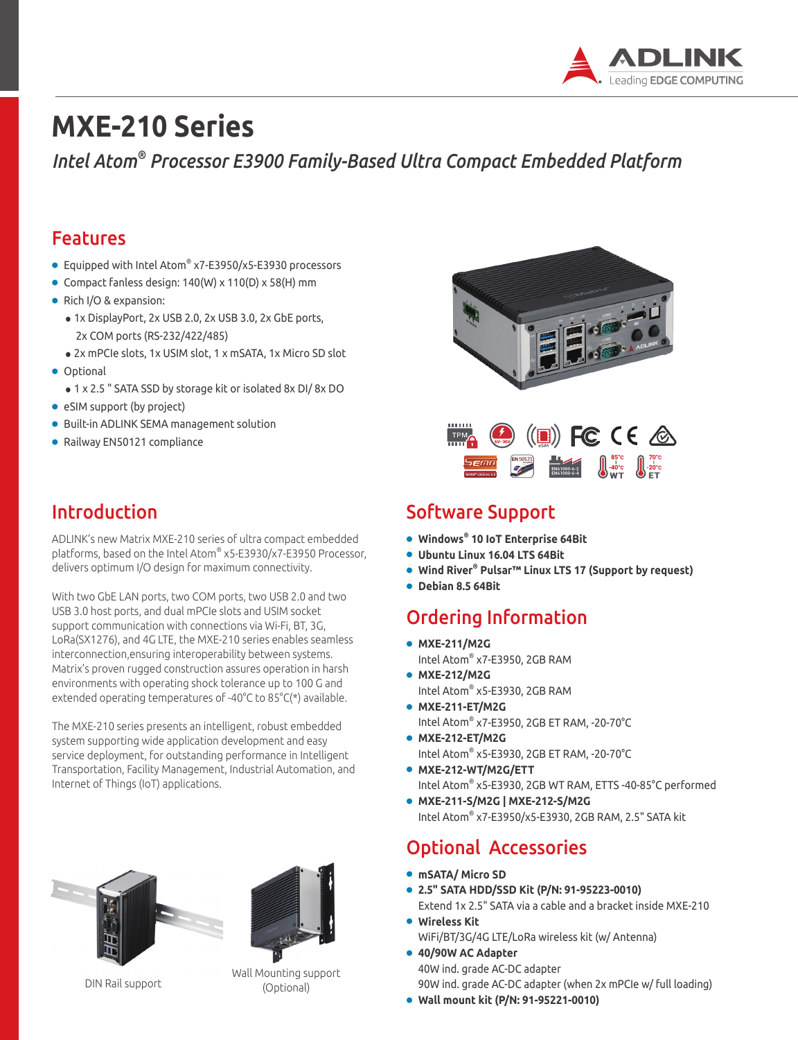# MXE-210 Series

*Intel Atom® Processor E3900 Family-Based Ultra Compact Embedded Platform*

## Features

- Equipped with Intel Atom® x7-E3950/x5-E3930 processors
- Compact fanless design: 140(W) x 110(D) x 58(H) mm
- Rich I/O & expansion:
  - 1x DisplayPort, 2x USB 2.0, 2x USB 3.0, 2x GbE ports, 2x COM ports (RS-232/422/485)
  - 2x mPCIe slots, 1x USIM slot, 1 x mSATA, 1x Micro SD slot
- Optional
  - 1 x 2.5 " SATA SSD by storage kit or isolated 8x DI/ 8x DO
- eSIM support (by project)
- Built-in ADLINK SEMA management solution
- Railway EN50121 compliance

## Introduction

ADLINK's new Matrix MXE-210 series of ultra compact embedded platforms, based on the Intel Atom® x5-E3930/x7-E3950 Processor, delivers optimum I/O design for maximum connectivity.

With two GbE LAN ports, two COM ports, two USB 2.0 and two USB 3.0 host ports, and dual mPCIe slots and USIM socket support communication with connections via Wi-Fi, BT, 3G, LoRa(SX1276), and 4G LTE, the MXE-210 series enables seamless interconnection,ensuring interoperability between systems. Matrix's proven rugged construction assures operation in harsh environments with operating shock tolerance up to 100 G and extended operating temperatures of -40°C to 85°C(*) available.

The MXE-210 series presents an intelligent, robust embedded system supporting wide application development and easy service deployment, for outstanding performance in Intelligent Transportation, Facility Management, Industrial Automation, and Internet of Things (IoT) applications.

DIN Rail support

Wall Mounting support (Optional)

## Software Support

- **Windows® 10 IoT Enterprise 64Bit**
- **Ubuntu Linux 16.04 LTS 64Bit**
- **Wind River® Pulsar™ Linux LTS 17 (Support by request)**
- **Debian 8.5 64Bit**

## Ordering Information

- **MXE-211/M2G**
  Intel Atom® x7-E3950, 2GB RAM
- **MXE-212/M2G**
  Intel Atom® x5-E3930, 2GB RAM
- **MXE-211-ET/M2G**
  Intel Atom® x7-E3950, 2GB ET RAM, -20-70°C
- **MXE-212-ET/M2G**
  Intel Atom® x5-E3930, 2GB ET RAM, -20-70°C
- **MXE-212-WT/M2G/ETT**
  Intel Atom® x5-E3930, 2GB WT RAM, ETTS -40-85°C performed
- **MXE-211-S/M2G | MXE-212-S/M2G**
  Intel Atom® x7-E3950/x5-E3930, 2GB RAM, 2.5" SATA kit

## Optional Accessories

- **mSATA/ Micro SD**
- **2.5" SATA HDD/SSD Kit (P/N: 91-95223-0010)**
  Extend 1x 2.5" SATA via a cable and a bracket inside MXE-210
- **Wireless Kit**
  WiFi/BT/3G/4G LTE/LoRa wireless kit (w/ Antenna)
- **40/90W AC Adapter**
  40W ind. grade AC-DC adapter
  90W ind. grade AC-DC adapter (when 2x mPCIe w/ full loading)
- **Wall mount kit (P/N: 91-95221-0010)**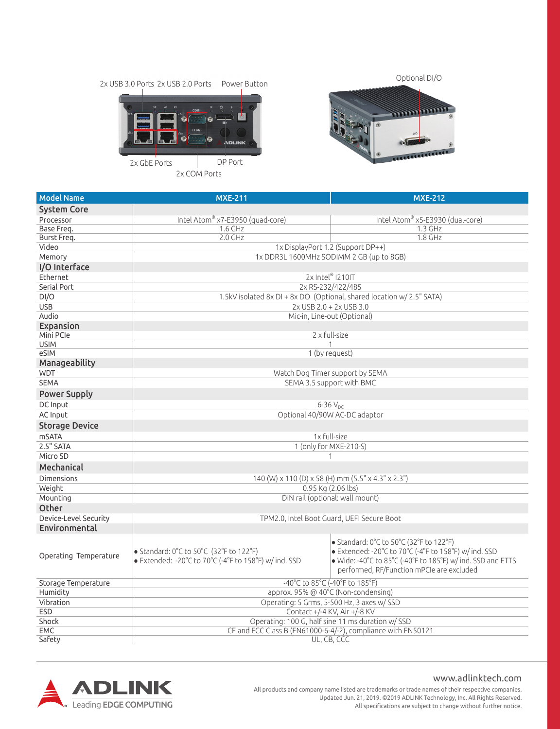2x USB 3.0 Ports 2x USB 2.0 Ports Power Button

2x GbE Ports DP Port

2x COM Ports

Optional DI/O

| Model Name | MXE-211 | MXE-212 |
|---|---|---|
| **System Core** | | |
| Processor | Intel Atom® x7-E3950 (quad-core) | Intel Atom® x5-E3930 (dual-core) |
| Base Freq. | 1.6 GHz | 1.3 GHz |
| Burst Freq. | 2.0 GHz | 1.8 GHz |
| Video | 1x DisplayPort 1.2 (Support DP++) | |
| Memory | 1x DDR3L 1600MHz SODIMM 2 GB (up to 8GB) | |
| **I/O Interface** | | |
| Ethernet | 2x Intel® I210IT | |
| Serial Port | 2x RS-232/422/485 | |
| DI/O | 1.5kV isolated 8x DI + 8x DO (Optional, shared location w/ 2.5" SATA) | |
| USB | 2x USB 2.0 + 2x USB 3.0 | |
| Audio | Mic-in, Line-out (Optional) | |
| **Expansion** | | |
| Mini PCIe | 2 x full-size | |
| USIM | 1 | |
| eSIM | 1 (by request) | |
| **Manageability** | | |
| WDT | Watch Dog Timer support by SEMA | |
| SEMA | SEMA 3.5 support with BMC | |
| **Power Supply** | | |
| DC Input | 6-36 $V_{DC}$ | |
| AC Input | Optional 40/90W AC-DC adaptor | |
| **Storage Device** | | |
| mSATA | 1x full-size | |
| 2.5" SATA | 1 (only for MXE-210-S) | |
| Micro SD | 1 | |
| **Mechanical** | | |
| Dimensions | 140 (W) x 110 (D) x 58 (H) mm (5.5" x 4.3" x 2.3") | |
| Weight | 0.95 Kg (2.06 lbs) | |
| Mounting | DIN rail (optional: wall mount) | |
| **Other** | | |
| Device-Level Security | TPM2.0, Intel Boot Guard, UEFI Secure Boot | |
| **Environmental** | | |
| Operating Temperature | • Standard: 0°C to 50°C (32°F to 122°F)<br>• Extended: -20°C to 70°C (-4°F to 158°F) w/ ind. SSD | • Standard: 0°C to 50°C (32°F to 122°F)<br>• Extended: -20°C to 70°C (-4°F to 158°F) w/ ind. SSD<br>• Wide: -40°C to 85°C (-40°F to 185°F) w/ ind. SSD and ETTS performed, RF/Function mPCIe are excluded |
| Storage Temperature | -40°C to 85°C (-40°F to 185°F) | |
| Humidity | approx. 95% @ 40°C (Non-condensing) | |
| Vibration | Operating: 5 Grms, 5-500 Hz, 3 axes w/ SSD | |
| ESD | Contact +/-4 KV, Air +/-8 KV | |
| Shock | Operating: 100 G, half sine 11 ms duration w/ SSD | |
| EMC | CE and FCC Class B (EN61000-6-4/-2), compliance with EN50121 | |
| Safety | UL, CB, CCC | |

ADLINK Leading EDGE COMPUTING

www.adlinktech.com

All products and company name listed are trademarks or trade names of their respective companies.
Updated Jun. 21, 2019. ©2019 ADLINK Technology, Inc. All Rights Reserved.
All specifications are subject to change without further notice.